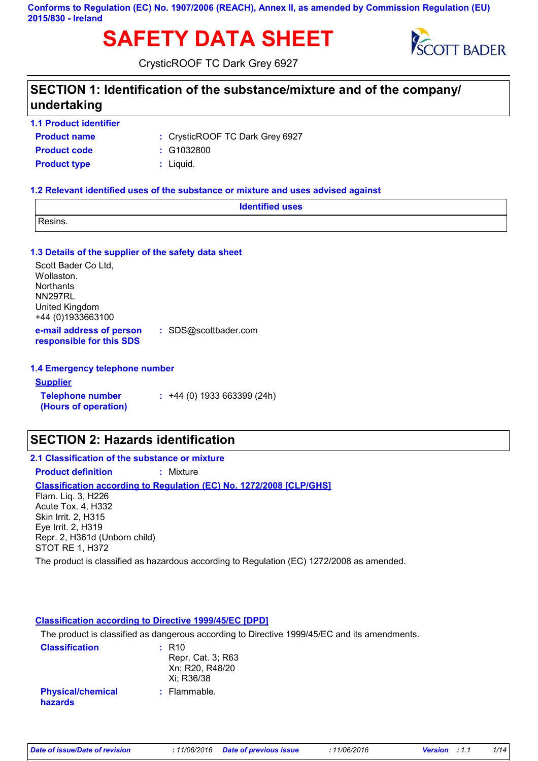Conforms to Regulation (EC) No. 1907/2006 (REACH), Annex II, as amended by Commission Regulation (EU) 2015/830 - Ireland

# SAFETY DATA SHEET

CrysticROOF TC Dark Grey 6927

## SECTION 1: Identification of the substance/mixture and of the company/ undertaking

### 1.1 Product identifier

**Product name** : CrysticROOF TC Dark Grey 6927

**Product code** : G1032800

**Product type** : Liquid.

### 1.2 Relevant identified uses of the substance or mixture and uses advised against

| Identified uses |
| --- |
| Resins. |

### 1.3 Details of the supplier of the safety data sheet

Scott Bader Co Ltd,
Wollaston.
Northants
NN297RL
United Kingdom
+44 (0)1933663100

**e-mail address of person responsible for this SDS** : SDS@scottbader.com

### 1.4 Emergency telephone number

**Supplier**

**Telephone number (Hours of operation)** : +44 (0) 1933 663399 (24h)

## SECTION 2: Hazards identification

### 2.1 Classification of the substance or mixture

**Product definition** : Mixture

**Classification according to Regulation (EC) No. 1272/2008 [CLP/GHS]**

Flam. Liq. 3, H226
Acute Tox. 4, H332
Skin Irrit. 2, H315
Eye Irrit. 2, H319
Repr. 2, H361d (Unborn child)
STOT RE 1, H372

The product is classified as hazardous according to Regulation (EC) 1272/2008 as amended.

**Classification according to Directive 1999/45/EC [DPD]**

The product is classified as dangerous according to Directive 1999/45/EC and its amendments.

**Classification** : R10
Repr. Cat. 3; R63
Xn; R20, R48/20
Xi; R36/38

**Physical/chemical hazards** : Flammable.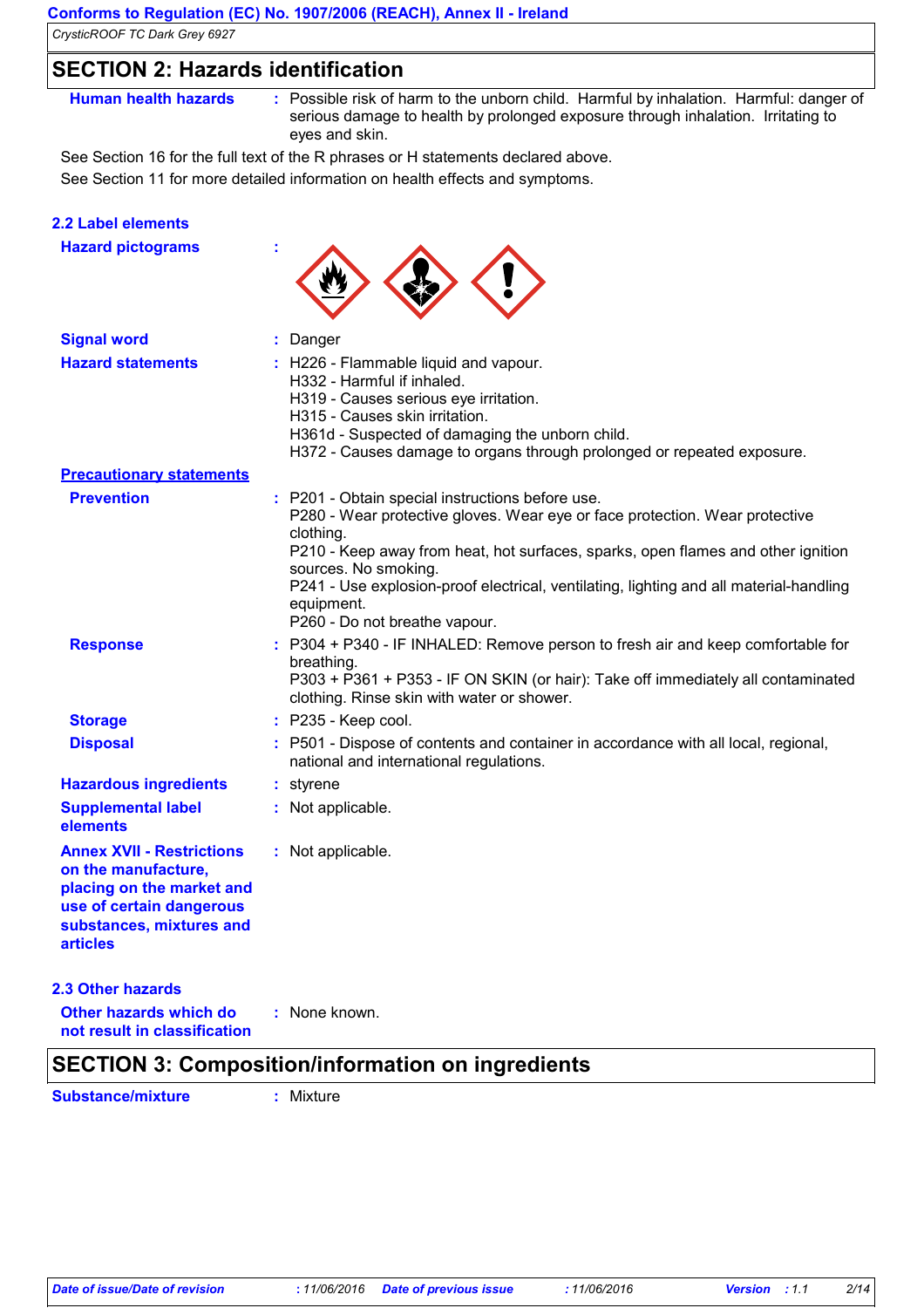## SECTION 2: Hazards identification

**Human health hazards** : Possible risk of harm to the unborn child. Harmful by inhalation. Harmful: danger of serious damage to health by prolonged exposure through inhalation. Irritating to eyes and skin.

See Section 16 for the full text of the R phrases or H statements declared above.

See Section 11 for more detailed information on health effects and symptoms.

### 2.2 Label elements

**Hazard pictograms** :

**Signal word** : Danger

**Hazard statements** : H226 - Flammable liquid and vapour.
H332 - Harmful if inhaled.
H319 - Causes serious eye irritation.
H315 - Causes skin irritation.
H361d - Suspected of damaging the unborn child.
H372 - Causes damage to organs through prolonged or repeated exposure.

**Precautionary statements**

**Prevention** : P201 - Obtain special instructions before use.
P280 - Wear protective gloves. Wear eye or face protection. Wear protective clothing.
P210 - Keep away from heat, hot surfaces, sparks, open flames and other ignition sources. No smoking.
P241 - Use explosion-proof electrical, ventilating, lighting and all material-handling equipment.
P260 - Do not breathe vapour.

**Response** : P304 + P340 - IF INHALED: Remove person to fresh air and keep comfortable for breathing.
P303 + P361 + P353 - IF ON SKIN (or hair): Take off immediately all contaminated clothing. Rinse skin with water or shower.

**Storage** : P235 - Keep cool.

**Disposal** : P501 - Dispose of contents and container in accordance with all local, regional, national and international regulations.

**Hazardous ingredients** : styrene

**Supplemental label elements** : Not applicable.

**Annex XVII - Restrictions on the manufacture, placing on the market and use of certain dangerous substances, mixtures and articles** : Not applicable.

### 2.3 Other hazards

**Other hazards which do not result in classification** : None known.

## SECTION 3: Composition/information on ingredients

**Substance/mixture** : Mixture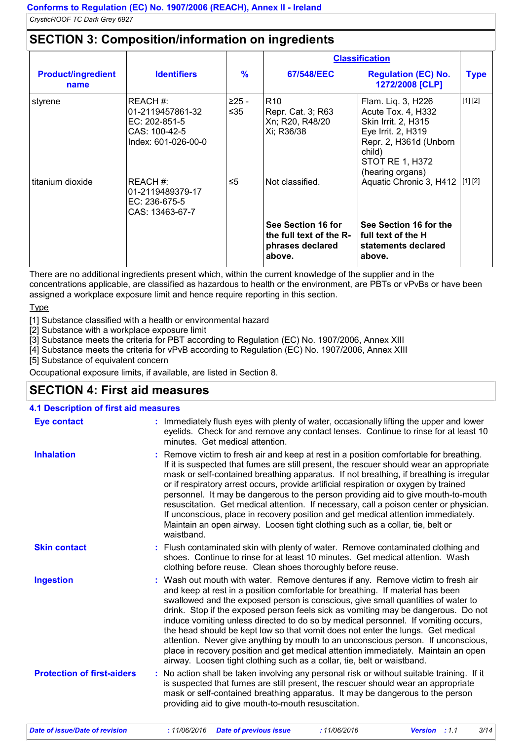## SECTION 3: Composition/information on ingredients

| Product/ingredient name | Identifiers | % | Classification | | Type |
|---|---|---|---|---|---|
| | | | 67/548/EEC | Regulation (EC) No. 1272/2008 [CLP] | |
| styrene | REACH #: 01-2119457861-32<br>EC: 202-851-5<br>CAS: 100-42-5<br>Index: 601-026-00-0 | ≥25 - ≤35 | R10<br>Repr. Cat. 3; R63<br>Xn; R20, R48/20<br>Xi; R36/38 | Flam. Liq. 3, H226<br>Acute Tox. 4, H332<br>Skin Irrit. 2, H315<br>Eye Irrit. 2, H319<br>Repr. 2, H361d (Unborn child)<br>STOT RE 1, H372 (hearing organs) | [1] [2] |
| titanium dioxide | REACH #: 01-2119489379-17<br>EC: 236-675-5<br>CAS: 13463-67-7 | ≤5 | Not classified. | Aquatic Chronic 3, H412 | [1] [2] |
| | | | **See Section 16 for the full text of the R-phrases declared above.** | **See Section 16 for the full text of the H statements declared above.** | |

There are no additional ingredients present which, within the current knowledge of the supplier and in the concentrations applicable, are classified as hazardous to health or the environment, are PBTs or vPvBs or have been assigned a workplace exposure limit and hence require reporting in this section.

Type

[1] Substance classified with a health or environmental hazard
[2] Substance with a workplace exposure limit
[3] Substance meets the criteria for PBT according to Regulation (EC) No. 1907/2006, Annex XIII
[4] Substance meets the criteria for vPvB according to Regulation (EC) No. 1907/2006, Annex XIII
[5] Substance of equivalent concern

Occupational exposure limits, if available, are listed in Section 8.

## SECTION 4: First aid measures

### 4.1 Description of first aid measures

**Eye contact** : Immediately flush eyes with plenty of water, occasionally lifting the upper and lower eyelids. Check for and remove any contact lenses. Continue to rinse for at least 10 minutes. Get medical attention.

**Inhalation** : Remove victim to fresh air and keep at rest in a position comfortable for breathing. If it is suspected that fumes are still present, the rescuer should wear an appropriate mask or self-contained breathing apparatus. If not breathing, if breathing is irregular or if respiratory arrest occurs, provide artificial respiration or oxygen by trained personnel. It may be dangerous to the person providing aid to give mouth-to-mouth resuscitation. Get medical attention. If necessary, call a poison center or physician. If unconscious, place in recovery position and get medical attention immediately. Maintain an open airway. Loosen tight clothing such as a collar, tie, belt or waistband.

**Skin contact** : Flush contaminated skin with plenty of water. Remove contaminated clothing and shoes. Continue to rinse for at least 10 minutes. Get medical attention. Wash clothing before reuse. Clean shoes thoroughly before reuse.

**Ingestion** : Wash out mouth with water. Remove dentures if any. Remove victim to fresh air and keep at rest in a position comfortable for breathing. If material has been swallowed and the exposed person is conscious, give small quantities of water to drink. Stop if the exposed person feels sick as vomiting may be dangerous. Do not induce vomiting unless directed to do so by medical personnel. If vomiting occurs, the head should be kept low so that vomit does not enter the lungs. Get medical attention. Never give anything by mouth to an unconscious person. If unconscious, place in recovery position and get medical attention immediately. Maintain an open airway. Loosen tight clothing such as a collar, tie, belt or waistband.

**Protection of first-aiders** : No action shall be taken involving any personal risk or without suitable training. If it is suspected that fumes are still present, the rescuer should wear an appropriate mask or self-contained breathing apparatus. It may be dangerous to the person providing aid to give mouth-to-mouth resuscitation.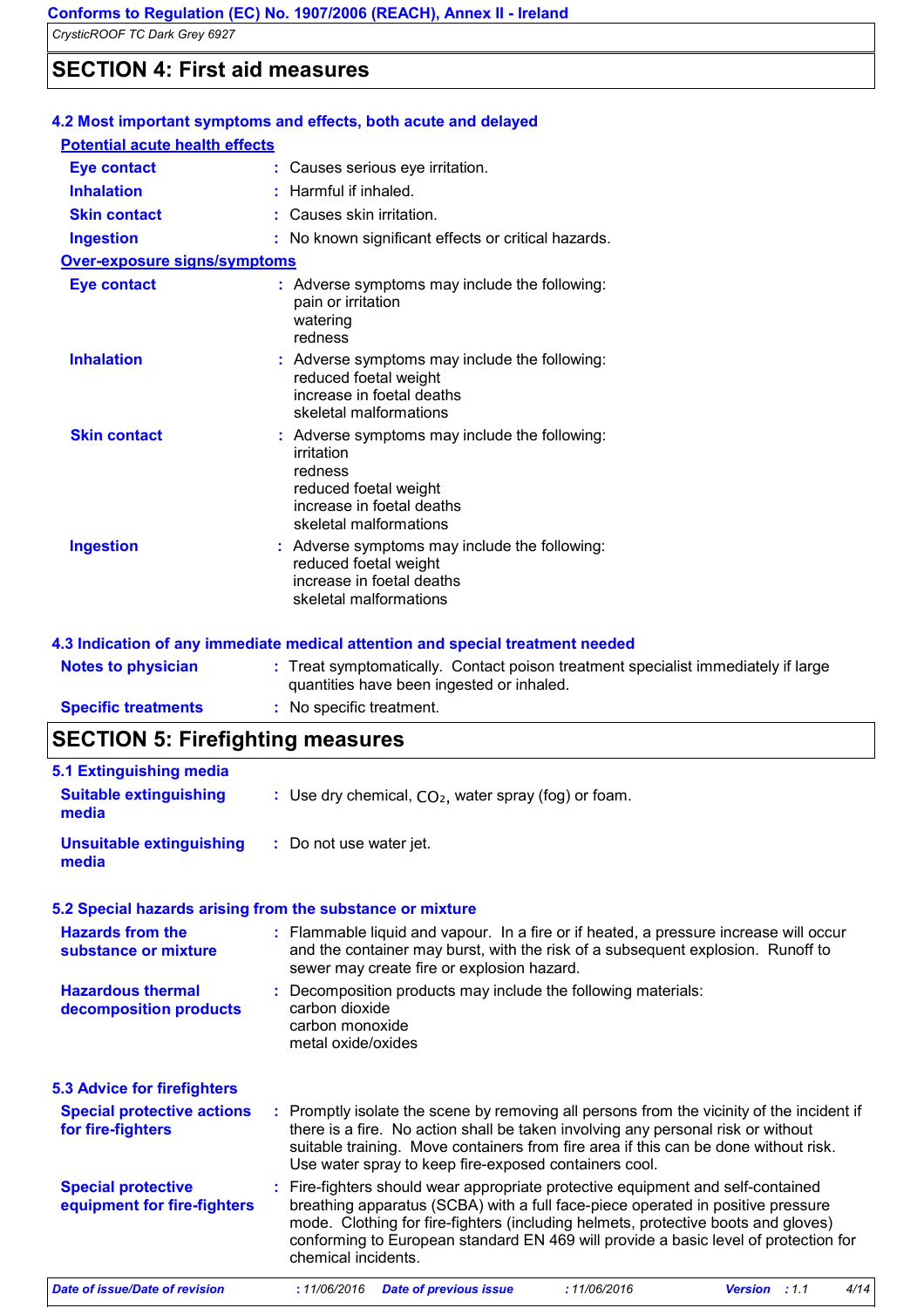## SECTION 4: First aid measures

### 4.2 Most important symptoms and effects, both acute and delayed

**Potential acute health effects**

| | |
|---|---|
| **Eye contact** | Causes serious eye irritation. |
| **Inhalation** | Harmful if inhaled. |
| **Skin contact** | Causes skin irritation. |
| **Ingestion** | No known significant effects or critical hazards. |

**Over-exposure signs/symptoms**

| | |
|---|---|
| **Eye contact** | Adverse symptoms may include the following:<br>pain or irritation<br>watering<br>redness |
| **Inhalation** | Adverse symptoms may include the following:<br>reduced foetal weight<br>increase in foetal deaths<br>skeletal malformations |
| **Skin contact** | Adverse symptoms may include the following:<br>irritation<br>redness<br>reduced foetal weight<br>increase in foetal deaths<br>skeletal malformations |
| **Ingestion** | Adverse symptoms may include the following:<br>reduced foetal weight<br>increase in foetal deaths<br>skeletal malformations |

### 4.3 Indication of any immediate medical attention and special treatment needed

| | |
|---|---|
| **Notes to physician** | Treat symptomatically. Contact poison treatment specialist immediately if large quantities have been ingested or inhaled. |
| **Specific treatments** | No specific treatment. |

## SECTION 5: Firefighting measures

### 5.1 Extinguishing media

| | |
|---|---|
| **Suitable extinguishing media** | Use dry chemical, $CO_2$, water spray (fog) or foam. |
| **Unsuitable extinguishing media** | Do not use water jet. |

### 5.2 Special hazards arising from the substance or mixture

| | |
|---|---|
| **Hazards from the substance or mixture** | Flammable liquid and vapour. In a fire or if heated, a pressure increase will occur and the container may burst, with the risk of a subsequent explosion. Runoff to sewer may create fire or explosion hazard. |
| **Hazardous thermal decomposition products** | Decomposition products may include the following materials:<br>carbon dioxide<br>carbon monoxide<br>metal oxide/oxides |

### 5.3 Advice for firefighters

| | |
|---|---|
| **Special protective actions for fire-fighters** | Promptly isolate the scene by removing all persons from the vicinity of the incident if there is a fire. No action shall be taken involving any personal risk or without suitable training. Move containers from fire area if this can be done without risk. Use water spray to keep fire-exposed containers cool. |
| **Special protective equipment for fire-fighters** | Fire-fighters should wear appropriate protective equipment and self-contained breathing apparatus (SCBA) with a full face-piece operated in positive pressure mode. Clothing for fire-fighters (including helmets, protective boots and gloves) conforming to European standard EN 469 will provide a basic level of protection for chemical incidents. |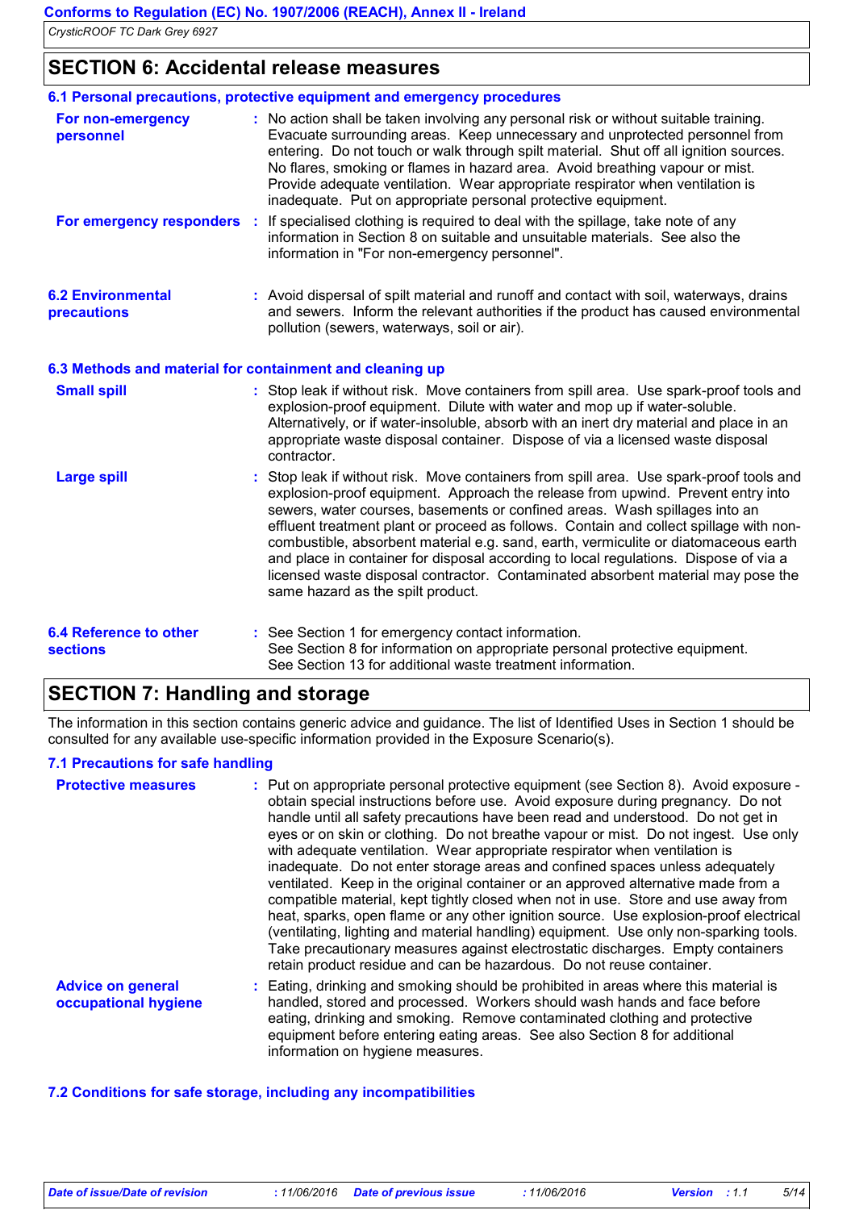## SECTION 6: Accidental release measures

### 6.1 Personal precautions, protective equipment and emergency procedures

**For non-emergency personnel** : No action shall be taken involving any personal risk or without suitable training. Evacuate surrounding areas. Keep unnecessary and unprotected personnel from entering. Do not touch or walk through spilt material. Shut off all ignition sources. No flares, smoking or flames in hazard area. Avoid breathing vapour or mist. Provide adequate ventilation. Wear appropriate respirator when ventilation is inadequate. Put on appropriate personal protective equipment.

**For emergency responders** : If specialised clothing is required to deal with the spillage, take note of any information in Section 8 on suitable and unsuitable materials. See also the information in "For non-emergency personnel".

### 6.2 Environmental precautions

: Avoid dispersal of spilt material and runoff and contact with soil, waterways, drains and sewers. Inform the relevant authorities if the product has caused environmental pollution (sewers, waterways, soil or air).

### 6.3 Methods and material for containment and cleaning up

**Small spill** : Stop leak if without risk. Move containers from spill area. Use spark-proof tools and explosion-proof equipment. Dilute with water and mop up if water-soluble. Alternatively, or if water-insoluble, absorb with an inert dry material and place in an appropriate waste disposal container. Dispose of via a licensed waste disposal contractor.

**Large spill** : Stop leak if without risk. Move containers from spill area. Use spark-proof tools and explosion-proof equipment. Approach the release from upwind. Prevent entry into sewers, water courses, basements or confined areas. Wash spillages into an effluent treatment plant or proceed as follows. Contain and collect spillage with non-combustible, absorbent material e.g. sand, earth, vermiculite or diatomaceous earth and place in container for disposal according to local regulations. Dispose of via a licensed waste disposal contractor. Contaminated absorbent material may pose the same hazard as the spilt product.

### 6.4 Reference to other sections

: See Section 1 for emergency contact information.
See Section 8 for information on appropriate personal protective equipment.
See Section 13 for additional waste treatment information.

## SECTION 7: Handling and storage

The information in this section contains generic advice and guidance. The list of Identified Uses in Section 1 should be consulted for any available use-specific information provided in the Exposure Scenario(s).

### 7.1 Precautions for safe handling

**Protective measures** : Put on appropriate personal protective equipment (see Section 8). Avoid exposure - obtain special instructions before use. Avoid exposure during pregnancy. Do not handle until all safety precautions have been read and understood. Do not get in eyes or on skin or clothing. Do not breathe vapour or mist. Do not ingest. Use only with adequate ventilation. Wear appropriate respirator when ventilation is inadequate. Do not enter storage areas and confined spaces unless adequately ventilated. Keep in the original container or an approved alternative made from a compatible material, kept tightly closed when not in use. Store and use away from heat, sparks, open flame or any other ignition source. Use explosion-proof electrical (ventilating, lighting and material handling) equipment. Use only non-sparking tools. Take precautionary measures against electrostatic discharges. Empty containers retain product residue and can be hazardous. Do not reuse container.

**Advice on general occupational hygiene** : Eating, drinking and smoking should be prohibited in areas where this material is handled, stored and processed. Workers should wash hands and face before eating, drinking and smoking. Remove contaminated clothing and protective equipment before entering eating areas. See also Section 8 for additional information on hygiene measures.

### 7.2 Conditions for safe storage, including any incompatibilities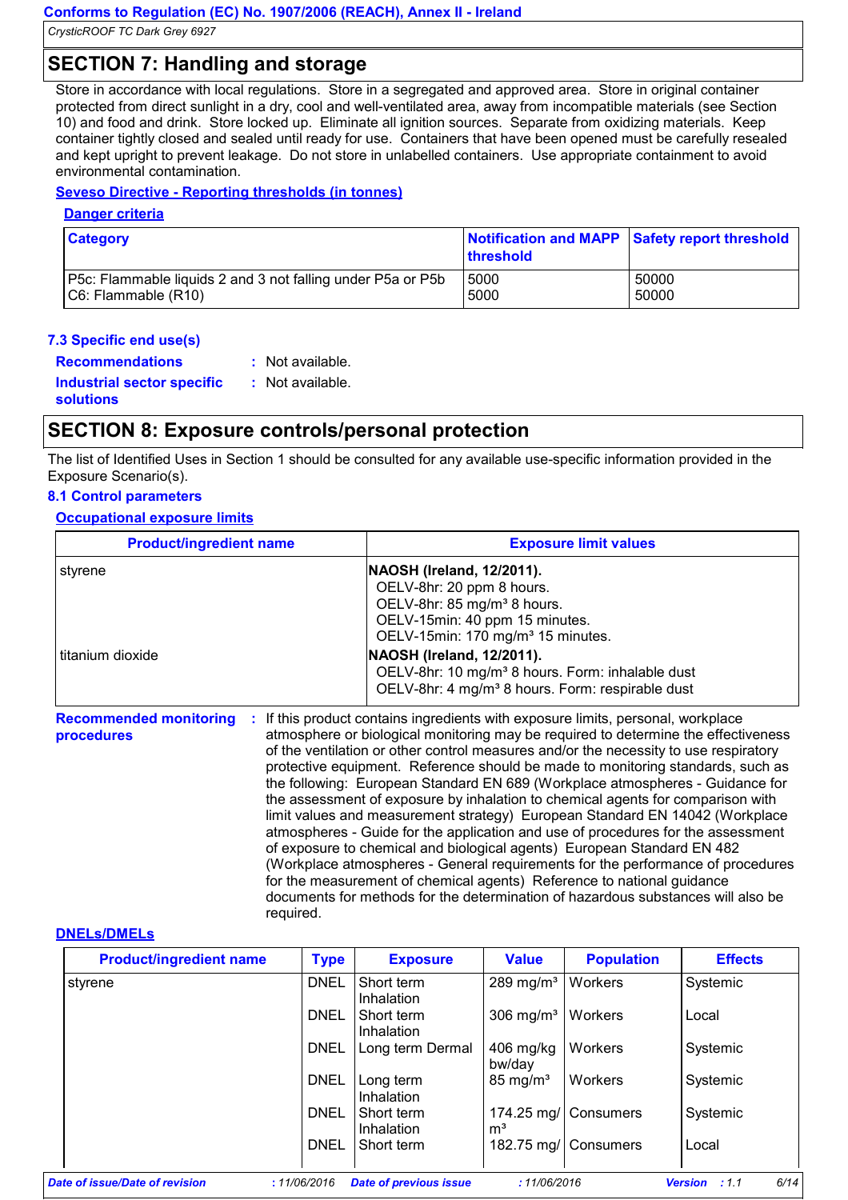## SECTION 7: Handling and storage

Store in accordance with local regulations. Store in a segregated and approved area. Store in original container protected from direct sunlight in a dry, cool and well-ventilated area, away from incompatible materials (see Section 10) and food and drink. Store locked up. Eliminate all ignition sources. Separate from oxidizing materials. Keep container tightly closed and sealed until ready for use. Containers that have been opened must be carefully resealed and kept upright to prevent leakage. Do not store in unlabelled containers. Use appropriate containment to avoid environmental contamination.

**Seveso Directive - Reporting thresholds (in tonnes)**

**Danger criteria**

| Category | Notification and MAPP threshold | Safety report threshold |
|---|---|---|
| P5c: Flammable liquids 2 and 3 not falling under P5a or P5b | 5000 | 50000 |
| C6: Flammable (R10) | 5000 | 50000 |

### 7.3 Specific end use(s)

**Recommendations** : Not available.

**Industrial sector specific solutions** : Not available.

## SECTION 8: Exposure controls/personal protection

The list of Identified Uses in Section 1 should be consulted for any available use-specific information provided in the Exposure Scenario(s).

### 8.1 Control parameters

**Occupational exposure limits**

| Product/ingredient name | Exposure limit values |
|---|---|
| styrene | **NAOSH (Ireland, 12/2011).**<br>OELV-8hr: 20 ppm 8 hours.<br>OELV-8hr: 85 mg/m³ 8 hours.<br>OELV-15min: 40 ppm 15 minutes.<br>OELV-15min: 170 mg/m³ 15 minutes. |
| titanium dioxide | **NAOSH (Ireland, 12/2011).**<br>OELV-8hr: 10 mg/m³ 8 hours. Form: inhalable dust<br>OELV-8hr: 4 mg/m³ 8 hours. Form: respirable dust |

**Recommended monitoring procedures** : If this product contains ingredients with exposure limits, personal, workplace atmosphere or biological monitoring may be required to determine the effectiveness of the ventilation or other control measures and/or the necessity to use respiratory protective equipment. Reference should be made to monitoring standards, such as the following: European Standard EN 689 (Workplace atmospheres - Guidance for the assessment of exposure by inhalation to chemical agents for comparison with limit values and measurement strategy) European Standard EN 14042 (Workplace atmospheres - Guide for the application and use of procedures for the assessment of exposure to chemical and biological agents) European Standard EN 482 (Workplace atmospheres - General requirements for the performance of procedures for the measurement of chemical agents) Reference to national guidance documents for methods for the determination of hazardous substances will also be required.

**DNELs/DMELs**

| Product/ingredient name | Type | Exposure | Value | Population | Effects |
|---|---|---|---|---|---|
| styrene | DNEL | Short term Inhalation | 289 mg/m³ | Workers | Systemic |
| | DNEL | Short term Inhalation | 306 mg/m³ | Workers | Local |
| | DNEL | Long term Dermal | 406 mg/kg bw/day | Workers | Systemic |
| | DNEL | Long term Inhalation | 85 mg/m³ | Workers | Systemic |
| | DNEL | Short term Inhalation | 174.25 mg/m³ | Consumers | Systemic |
| | DNEL | Short term | 182.75 mg/ | Consumers | Local |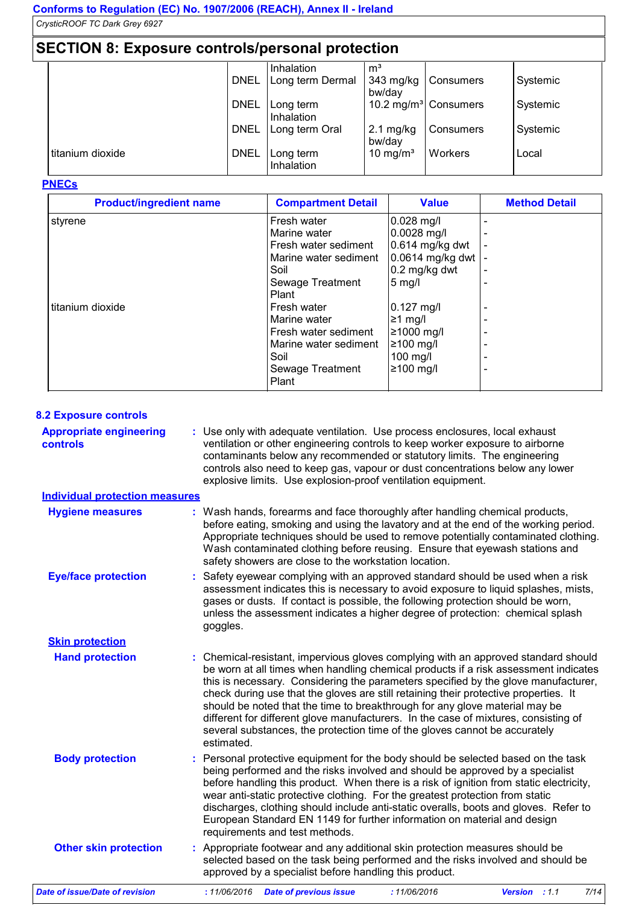## SECTION 8: Exposure controls/personal protection

| | | | | | |
|---|---|---|---|---|---|
| | | Inhalation | $m^3$ | | |
| | DNEL | Long term Dermal | 343 mg/kg bw/day | Consumers | Systemic |
| | DNEL | Long term Inhalation | 10.2 mg/m³ | Consumers | Systemic |
| | DNEL | Long term Oral | 2.1 mg/kg bw/day | Consumers | Systemic |
| titanium dioxide | DNEL | Long term Inhalation | 10 mg/m³ | Workers | Local |

**PNECs**

| Product/ingredient name | Compartment Detail | Value | Method Detail |
|---|---|---|---|
| styrene | Fresh water | 0.028 mg/l | - |
| | Marine water | 0.0028 mg/l | - |
| | Fresh water sediment | 0.614 mg/kg dwt | - |
| | Marine water sediment | 0.0614 mg/kg dwt | - |
| | Soil | 0.2 mg/kg dwt | - |
| | Sewage Treatment Plant | 5 mg/l | - |
| titanium dioxide | Fresh water | 0.127 mg/l | - |
| | Marine water | ≥1 mg/l | - |
| | Fresh water sediment | ≥1000 mg/l | - |
| | Marine water sediment | ≥100 mg/l | - |
| | Soil | 100 mg/l | - |
| | Sewage Treatment Plant | ≥100 mg/l | - |

### 8.2 Exposure controls

**Appropriate engineering controls** : Use only with adequate ventilation. Use process enclosures, local exhaust ventilation or other engineering controls to keep worker exposure to airborne contaminants below any recommended or statutory limits. The engineering controls also need to keep gas, vapour or dust concentrations below any lower explosive limits. Use explosion-proof ventilation equipment.

**Individual protection measures**

**Hygiene measures** : Wash hands, forearms and face thoroughly after handling chemical products, before eating, smoking and using the lavatory and at the end of the working period. Appropriate techniques should be used to remove potentially contaminated clothing. Wash contaminated clothing before reusing. Ensure that eyewash stations and safety showers are close to the workstation location.

**Eye/face protection** : Safety eyewear complying with an approved standard should be used when a risk assessment indicates this is necessary to avoid exposure to liquid splashes, mists, gases or dusts. If contact is possible, the following protection should be worn, unless the assessment indicates a higher degree of protection: chemical splash goggles.

**Skin protection**

**Hand protection** : Chemical-resistant, impervious gloves complying with an approved standard should be worn at all times when handling chemical products if a risk assessment indicates this is necessary. Considering the parameters specified by the glove manufacturer, check during use that the gloves are still retaining their protective properties. It should be noted that the time to breakthrough for any glove material may be different for different glove manufacturers. In the case of mixtures, consisting of several substances, the protection time of the gloves cannot be accurately estimated.

**Body protection** : Personal protective equipment for the body should be selected based on the task being performed and the risks involved and should be approved by a specialist before handling this product. When there is a risk of ignition from static electricity, wear anti-static protective clothing. For the greatest protection from static discharges, clothing should include anti-static overalls, boots and gloves. Refer to European Standard EN 1149 for further information on material and design requirements and test methods.

**Other skin protection** : Appropriate footwear and any additional skin protection measures should be selected based on the task being performed and the risks involved and should be approved by a specialist before handling this product.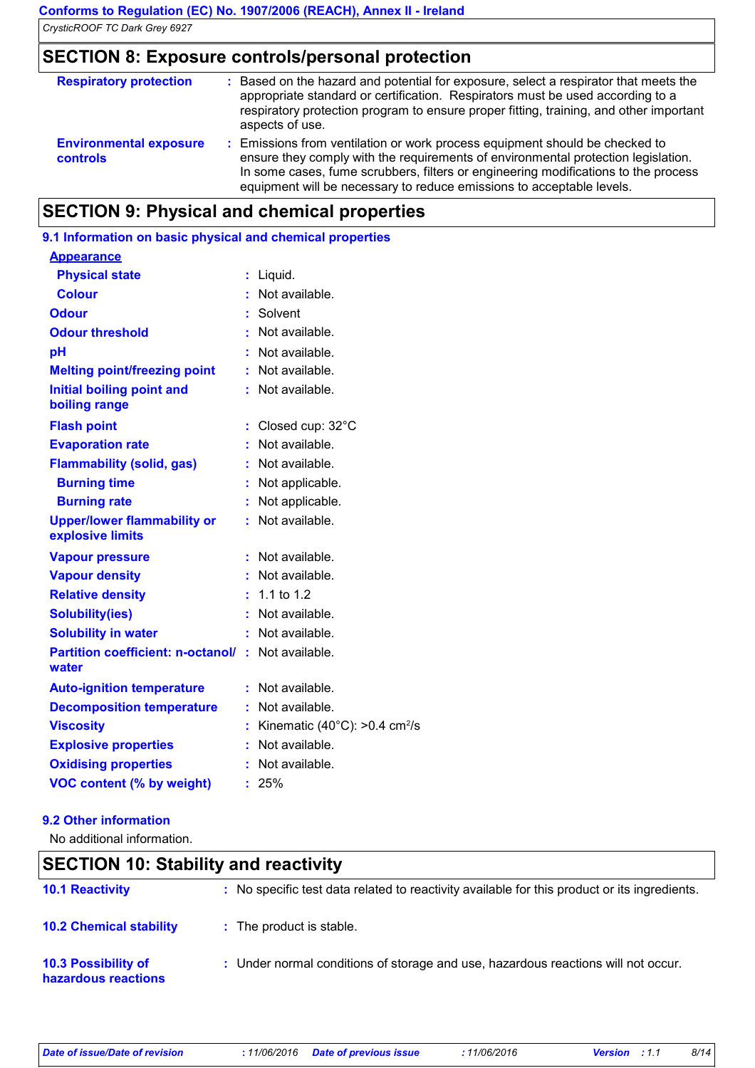## SECTION 8: Exposure controls/personal protection

| | |
|---|---|
| **Respiratory protection** | : Based on the hazard and potential for exposure, select a respirator that meets the appropriate standard or certification. Respirators must be used according to a respiratory protection program to ensure proper fitting, training, and other important aspects of use. |
| **Environmental exposure controls** | : Emissions from ventilation or work process equipment should be checked to ensure they comply with the requirements of environmental protection legislation. In some cases, fume scrubbers, filters or engineering modifications to the process equipment will be necessary to reduce emissions to acceptable levels. |

## SECTION 9: Physical and chemical properties

### 9.1 Information on basic physical and chemical properties

**Appearance**

| | |
|---|---|
| **Physical state** | : Liquid. |
| **Colour** | : Not available. |
| **Odour** | : Solvent |
| **Odour threshold** | : Not available. |
| **pH** | : Not available. |
| **Melting point/freezing point** | : Not available. |
| **Initial boiling point and boiling range** | : Not available. |
| **Flash point** | : Closed cup: 32°C |
| **Evaporation rate** | : Not available. |
| **Flammability (solid, gas)** | : Not available. |
| **Burning time** | : Not applicable. |
| **Burning rate** | : Not applicable. |
| **Upper/lower flammability or explosive limits** | : Not available. |
| **Vapour pressure** | : Not available. |
| **Vapour density** | : Not available. |
| **Relative density** | : 1.1 to 1.2 |
| **Solubility(ies)** | : Not available. |
| **Solubility in water** | : Not available. |
| **Partition coefficient: n-octanol/ water** | : Not available. |
| **Auto-ignition temperature** | : Not available. |
| **Decomposition temperature** | : Not available. |
| **Viscosity** | : Kinematic (40°C): >0.4 $cm^2/s$ |
| **Explosive properties** | : Not available. |
| **Oxidising properties** | : Not available. |
| **VOC content (% by weight)** | : 25% |

### 9.2 Other information

No additional information.

## SECTION 10: Stability and reactivity

| | |
|---|---|
| **10.1 Reactivity** | : No specific test data related to reactivity available for this product or its ingredients. |
| **10.2 Chemical stability** | : The product is stable. |
| **10.3 Possibility of hazardous reactions** | : Under normal conditions of storage and use, hazardous reactions will not occur. |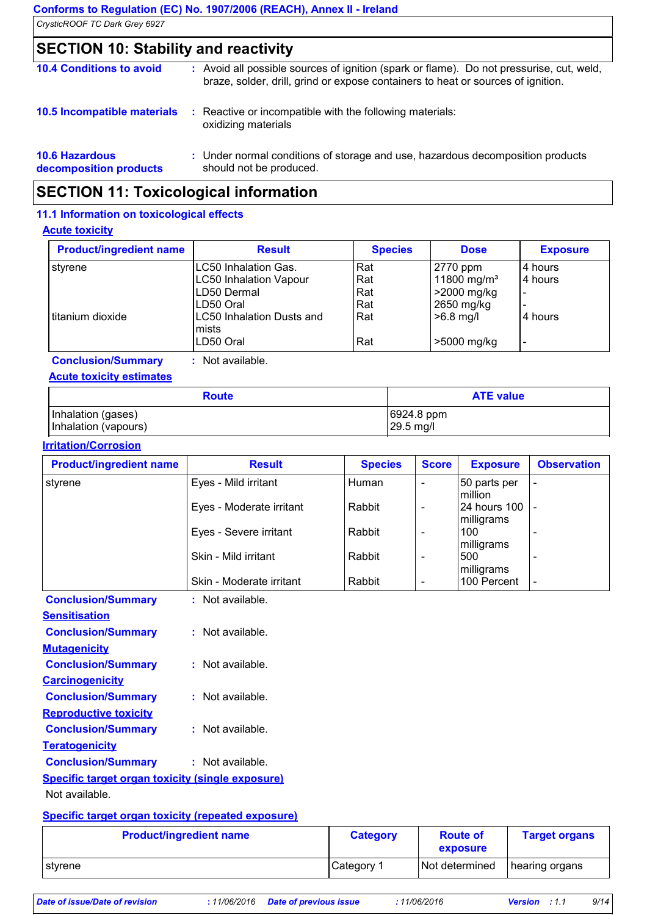## SECTION 10: Stability and reactivity

**10.4 Conditions to avoid** : Avoid all possible sources of ignition (spark or flame). Do not pressurise, cut, weld, braze, solder, drill, grind or expose containers to heat or sources of ignition.

**10.5 Incompatible materials** : Reactive or incompatible with the following materials: oxidizing materials

**10.6 Hazardous decomposition products** : Under normal conditions of storage and use, hazardous decomposition products should not be produced.

## SECTION 11: Toxicological information

### 11.1 Information on toxicological effects

**Acute toxicity**

| Product/ingredient name | Result | Species | Dose | Exposure |
|---|---|---|---|---|
| styrene | LC50 Inhalation Gas. | Rat | 2770 ppm | 4 hours |
| | LC50 Inhalation Vapour | Rat | 11800 mg/m³ | 4 hours |
| | LD50 Dermal | Rat | >2000 mg/kg | - |
| | LD50 Oral | Rat | 2650 mg/kg | - |
| titanium dioxide | LC50 Inhalation Dusts and mists | Rat | >6.8 mg/l | 4 hours |
| | LD50 Oral | Rat | >5000 mg/kg | - |

**Conclusion/Summary** : Not available.

**Acute toxicity estimates**

| Route | ATE value |
|---|---|
| Inhalation (gases) | 6924.8 ppm |
| Inhalation (vapours) | 29.5 mg/l |

**Irritation/Corrosion**

| Product/ingredient name | Result | Species | Score | Exposure | Observation |
|---|---|---|---|---|---|
| styrene | Eyes - Mild irritant | Human | - | 50 parts per million | - |
| | Eyes - Moderate irritant | Rabbit | - | 24 hours 100 milligrams | - |
| | Eyes - Severe irritant | Rabbit | - | 100 milligrams | - |
| | Skin - Mild irritant | Rabbit | - | 500 milligrams | - |
| | Skin - Moderate irritant | Rabbit | - | 100 Percent | - |

**Conclusion/Summary** : Not available.

**Sensitisation**

**Conclusion/Summary** : Not available.

**Mutagenicity**

**Conclusion/Summary** : Not available.

**Carcinogenicity**

**Conclusion/Summary** : Not available.

**Reproductive toxicity**

**Conclusion/Summary** : Not available.

**Teratogenicity**

**Conclusion/Summary** : Not available.

**Specific target organ toxicity (single exposure)**

Not available.

**Specific target organ toxicity (repeated exposure)**

| Product/ingredient name | Category | Route of exposure | Target organs |
|---|---|---|---|
| styrene | Category 1 | Not determined | hearing organs |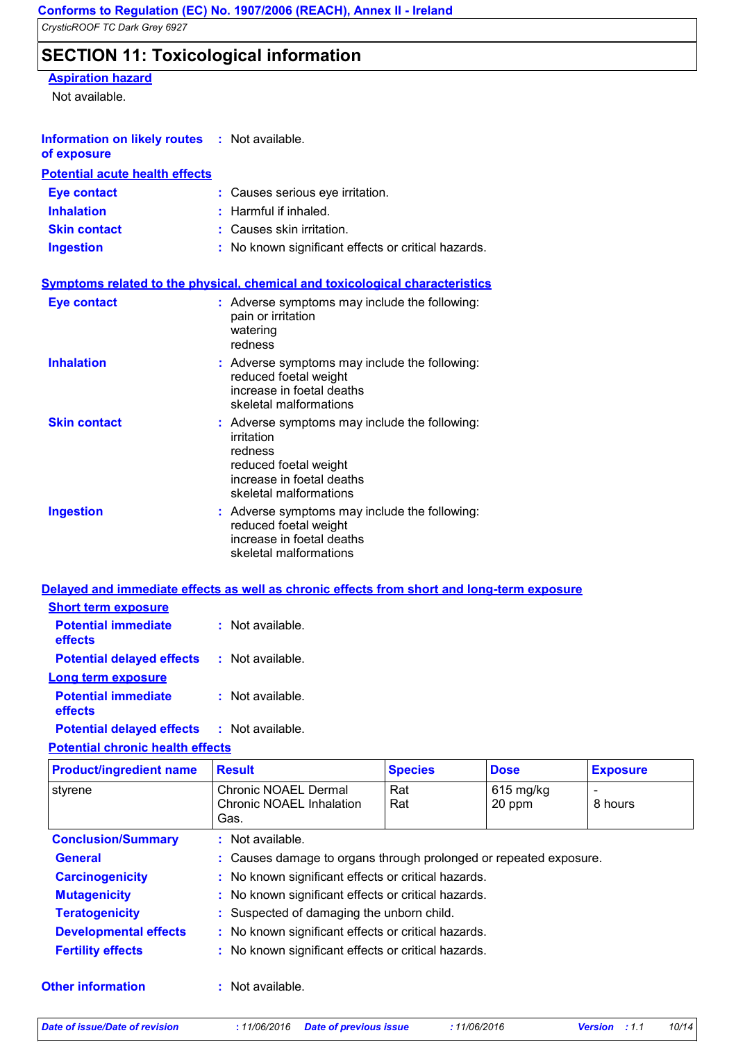## SECTION 11: Toxicological information

**Aspiration hazard**

Not available.

**Information on likely routes of exposure** : Not available.

**Potential acute health effects**

**Eye contact** : Causes serious eye irritation.
**Inhalation** : Harmful if inhaled.
**Skin contact** : Causes skin irritation.
**Ingestion** : No known significant effects or critical hazards.

**Symptoms related to the physical, chemical and toxicological characteristics**

**Eye contact** : Adverse symptoms may include the following:
pain or irritation
watering
redness

**Inhalation** : Adverse symptoms may include the following:
reduced foetal weight
increase in foetal deaths
skeletal malformations

**Skin contact** : Adverse symptoms may include the following:
irritation
redness
reduced foetal weight
increase in foetal deaths
skeletal malformations

**Ingestion** : Adverse symptoms may include the following:
reduced foetal weight
increase in foetal deaths
skeletal malformations

**Delayed and immediate effects as well as chronic effects from short and long-term exposure**

**Short term exposure**

**Potential immediate effects** : Not available.
**Potential delayed effects** : Not available.

**Long term exposure**

**Potential immediate effects** : Not available.
**Potential delayed effects** : Not available.

**Potential chronic health effects**

| Product/ingredient name | Result | Species | Dose | Exposure |
|---|---|---|---|---|
| styrene | Chronic NOAEL Dermal<br>Chronic NOAEL Inhalation Gas. | Rat<br>Rat | 615 mg/kg<br>20 ppm | -<br>8 hours |

**Conclusion/Summary** : Not available.
**General** : Causes damage to organs through prolonged or repeated exposure.
**Carcinogenicity** : No known significant effects or critical hazards.
**Mutagenicity** : No known significant effects or critical hazards.
**Teratogenicity** : Suspected of damaging the unborn child.
**Developmental effects** : No known significant effects or critical hazards.
**Fertility effects** : No known significant effects or critical hazards.

**Other information** : Not available.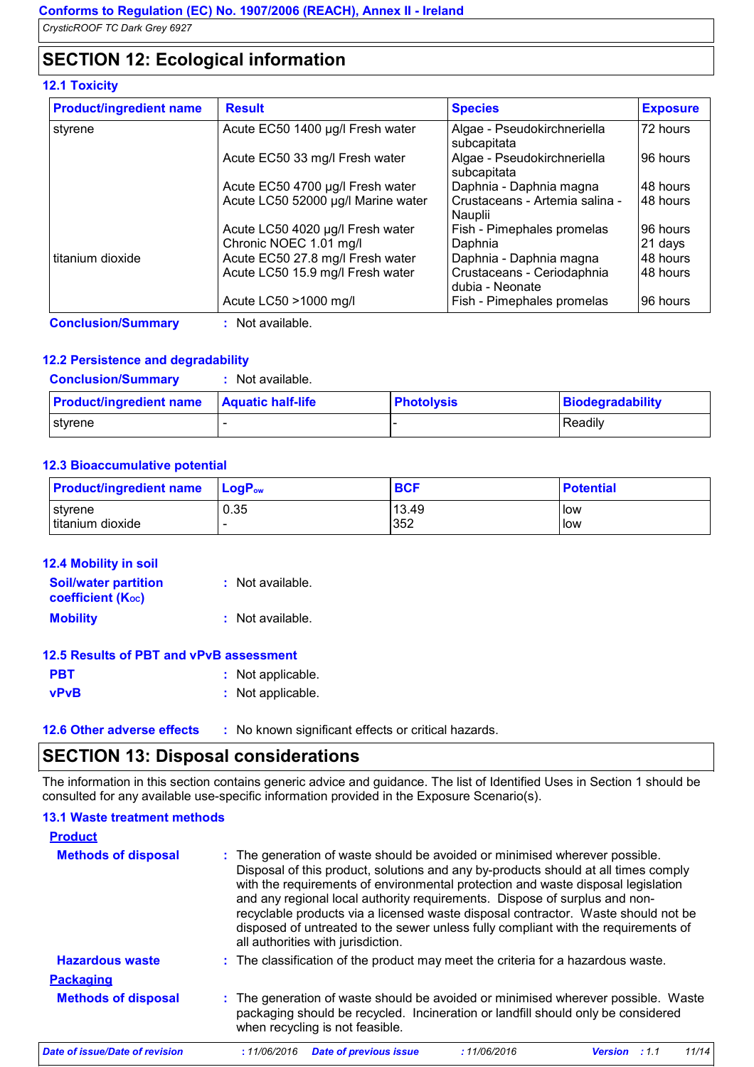## SECTION 12: Ecological information

### 12.1 Toxicity

| Product/ingredient name | Result | Species | Exposure |
|---|---|---|---|
| styrene | Acute EC50 1400 µg/l Fresh water | Algae - Pseudokirchneriella subcapitata | 72 hours |
| | Acute EC50 33 mg/l Fresh water | Algae - Pseudokirchneriella subcapitata | 96 hours |
| | Acute EC50 4700 µg/l Fresh water | Daphnia - Daphnia magna | 48 hours |
| | Acute LC50 52000 µg/l Marine water | Crustaceans - Artemia salina - Nauplii | 48 hours |
| | Acute LC50 4020 µg/l Fresh water | Fish - Pimephales promelas | 96 hours |
| | Chronic NOEC 1.01 mg/l | Daphnia | 21 days |
| titanium dioxide | Acute EC50 27.8 mg/l Fresh water | Daphnia - Daphnia magna | 48 hours |
| | Acute LC50 15.9 mg/l Fresh water | Crustaceans - Ceriodaphnia dubia - Neonate | 48 hours |
| | Acute LC50 >1000 mg/l | Fish - Pimephales promelas | 96 hours |

**Conclusion/Summary** : Not available.

### 12.2 Persistence and degradability

**Conclusion/Summary** : Not available.

| Product/ingredient name | Aquatic half-life | Photolysis | Biodegradability |
|---|---|---|---|
| styrene | - | - | Readily |

### 12.3 Bioaccumulative potential

| Product/ingredient name | $LogP_{ow}$ | BCF | Potential |
|---|---|---|---|
| styrene | 0.35 | 13.49 | low |
| titanium dioxide | - | 352 | low |

### 12.4 Mobility in soil

**Soil/water partition coefficient ($K_{OC}$)** : Not available.

**Mobility** : Not available.

### 12.5 Results of PBT and vPvB assessment

**PBT** : Not applicable.

**vPvB** : Not applicable.

### 12.6 Other adverse effects

: No known significant effects or critical hazards.

## SECTION 13: Disposal considerations

The information in this section contains generic advice and guidance. The list of Identified Uses in Section 1 should be consulted for any available use-specific information provided in the Exposure Scenario(s).

### 13.1 Waste treatment methods

**Product**

**Methods of disposal** : The generation of waste should be avoided or minimised wherever possible. Disposal of this product, solutions and any by-products should at all times comply with the requirements of environmental protection and waste disposal legislation and any regional local authority requirements. Dispose of surplus and non-recyclable products via a licensed waste disposal contractor. Waste should not be disposed of untreated to the sewer unless fully compliant with the requirements of all authorities with jurisdiction.

**Hazardous waste** : The classification of the product may meet the criteria for a hazardous waste.

**Packaging**

**Methods of disposal** : The generation of waste should be avoided or minimised wherever possible. Waste packaging should be recycled. Incineration or landfill should only be considered when recycling is not feasible.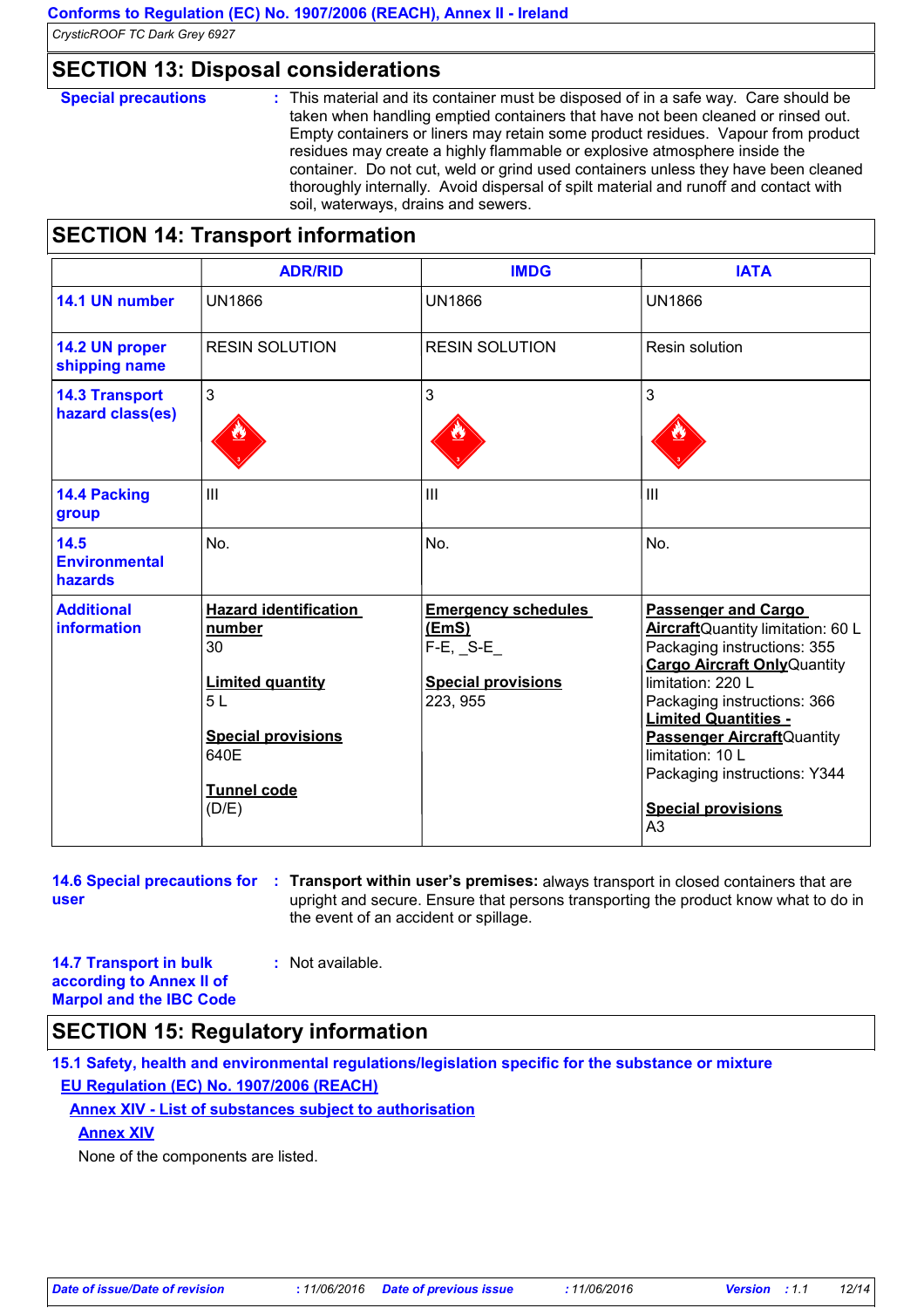## SECTION 13: Disposal considerations

**Special precautions** : This material and its container must be disposed of in a safe way. Care should be taken when handling emptied containers that have not been cleaned or rinsed out. Empty containers or liners may retain some product residues. Vapour from product residues may create a highly flammable or explosive atmosphere inside the container. Do not cut, weld or grind used containers unless they have been cleaned thoroughly internally. Avoid dispersal of spilt material and runoff and contact with soil, waterways, drains and sewers.

## SECTION 14: Transport information

| | ADR/RID | IMDG | IATA |
|---|---|---|---|
| **14.1 UN number** | UN1866 | UN1866 | UN1866 |
| **14.2 UN proper shipping name** | RESIN SOLUTION | RESIN SOLUTION | Resin solution |
| **14.3 Transport hazard class(es)** | 3 | 3 | 3 |
| **14.4 Packing group** | III | III | III |
| **14.5 Environmental hazards** | No. | No. | No. |
| **Additional information** | **Hazard identification number** 30<br><br>**Limited quantity** 5 L<br><br>**Special provisions** 640E<br><br>**Tunnel code** (D/E) | **Emergency schedules (EmS)** F-E, _S-E_<br><br>**Special provisions** 223, 955 | **Passenger and Cargo Aircraft**Quantity limitation: 60 L<br>Packaging instructions: 355<br>**Cargo Aircraft Only**Quantity limitation: 220 L<br>Packaging instructions: 366<br>**Limited Quantities - Passenger Aircraft**Quantity limitation: 10 L<br>Packaging instructions: Y344<br><br>**Special provisions** A3 |

**14.6 Special precautions for user** : **Transport within user's premises:** always transport in closed containers that are upright and secure. Ensure that persons transporting the product know what to do in the event of an accident or spillage.

**14.7 Transport in bulk according to Annex II of Marpol and the IBC Code** : Not available.

## SECTION 15: Regulatory information

**15.1 Safety, health and environmental regulations/legislation specific for the substance or mixture**

**EU Regulation (EC) No. 1907/2006 (REACH)**

**Annex XIV - List of substances subject to authorisation**

**Annex XIV**

None of the components are listed.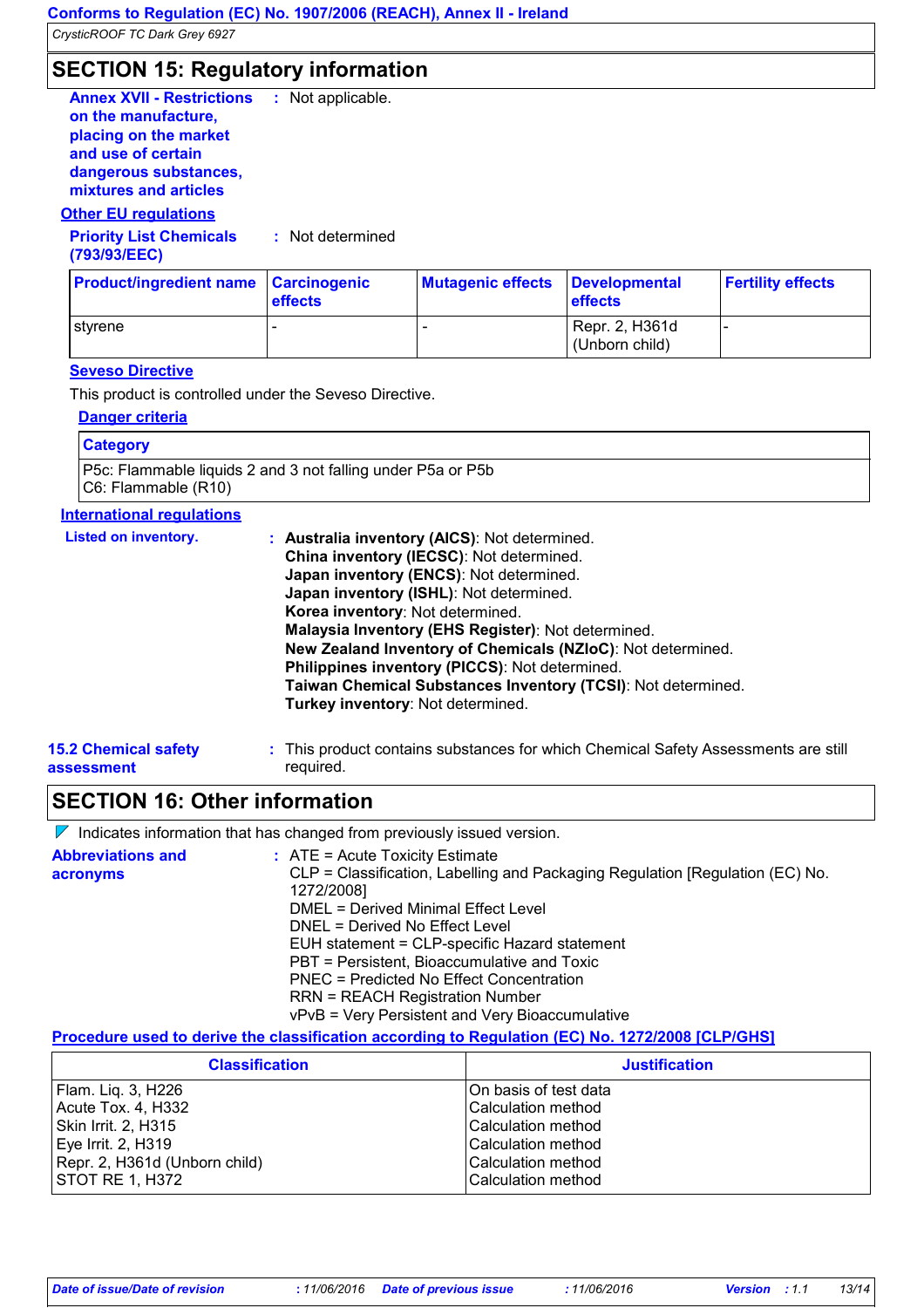## SECTION 15: Regulatory information

**Annex XVII - Restrictions on the manufacture, placing on the market and use of certain dangerous substances, mixtures and articles** : Not applicable.

**Other EU regulations**

**Priority List Chemicals (793/93/EEC)** : Not determined

| Product/ingredient name | Carcinogenic effects | Mutagenic effects | Developmental effects | Fertility effects |
|---|---|---|---|---|
| styrene | - | - | Repr. 2, H361d (Unborn child) | - |

**Seveso Directive**

This product is controlled under the Seveso Directive.

**Danger criteria**

| Category |
|---|
| P5c: Flammable liquids 2 and 3 not falling under P5a or P5b<br>C6: Flammable (R10) |

**International regulations**

**Listed on inventory.** :
**Australia inventory (AICS)**: Not determined.
**China inventory (IECSC)**: Not determined.
**Japan inventory (ENCS)**: Not determined.
**Japan inventory (ISHL)**: Not determined.
**Korea inventory**: Not determined.
**Malaysia Inventory (EHS Register)**: Not determined.
**New Zealand Inventory of Chemicals (NZIoC)**: Not determined.
**Philippines inventory (PICCS)**: Not determined.
**Taiwan Chemical Substances Inventory (TCSI)**: Not determined.
**Turkey inventory**: Not determined.

**15.2 Chemical safety assessment** : This product contains substances for which Chemical Safety Assessments are still required.

## SECTION 16: Other information

Indicates information that has changed from previously issued version.

**Abbreviations and acronyms** :
ATE = Acute Toxicity Estimate
CLP = Classification, Labelling and Packaging Regulation [Regulation (EC) No. 1272/2008]
DMEL = Derived Minimal Effect Level
DNEL = Derived No Effect Level
EUH statement = CLP-specific Hazard statement
PBT = Persistent, Bioaccumulative and Toxic
PNEC = Predicted No Effect Concentration
RRN = REACH Registration Number
vPvB = Very Persistent and Very Bioaccumulative

**Procedure used to derive the classification according to Regulation (EC) No. 1272/2008 [CLP/GHS]**

| Classification | Justification |
|---|---|
| Flam. Liq. 3, H226 | On basis of test data |
| Acute Tox. 4, H332 | Calculation method |
| Skin Irrit. 2, H315 | Calculation method |
| Eye Irrit. 2, H319 | Calculation method |
| Repr. 2, H361d (Unborn child) | Calculation method |
| STOT RE 1, H372 | Calculation method |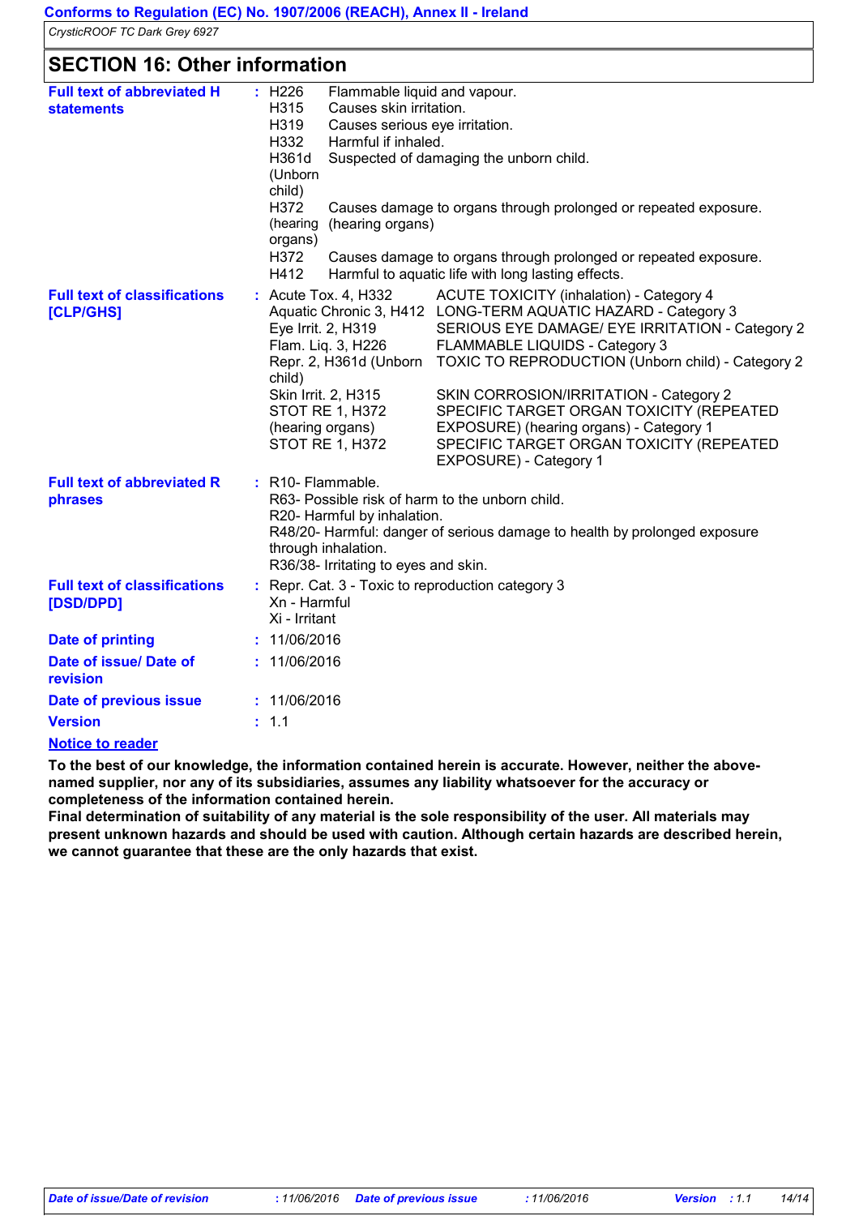## SECTION 16: Other information

**Full text of abbreviated H statements** :

| | |
|---|---|
| H226 | Flammable liquid and vapour. |
| H315 | Causes skin irritation. |
| H319 | Causes serious eye irritation. |
| H332 | Harmful if inhaled. |
| H361d (Unborn child) | Suspected of damaging the unborn child. |
| H372 (hearing organs) | Causes damage to organs through prolonged or repeated exposure. (hearing organs) |
| H372 | Causes damage to organs through prolonged or repeated exposure. |
| H412 | Harmful to aquatic life with long lasting effects. |

**Full text of classifications [CLP/GHS]** :

| | |
|---|---|
| Acute Tox. 4, H332 | ACUTE TOXICITY (inhalation) - Category 4 |
| Aquatic Chronic 3, H412 | LONG-TERM AQUATIC HAZARD - Category 3 |
| Eye Irrit. 2, H319 | SERIOUS EYE DAMAGE/ EYE IRRITATION - Category 2 |
| Flam. Liq. 3, H226 | FLAMMABLE LIQUIDS - Category 3 |
| Repr. 2, H361d (Unborn child) | TOXIC TO REPRODUCTION (Unborn child) - Category 2 |
| Skin Irrit. 2, H315 | SKIN CORROSION/IRRITATION - Category 2 |
| STOT RE 1, H372 (hearing organs) | SPECIFIC TARGET ORGAN TOXICITY (REPEATED EXPOSURE) (hearing organs) - Category 1 |
| STOT RE 1, H372 | SPECIFIC TARGET ORGAN TOXICITY (REPEATED EXPOSURE) - Category 1 |

**Full text of abbreviated R phrases** :
R10- Flammable.
R63- Possible risk of harm to the unborn child.
R20- Harmful by inhalation.
R48/20- Harmful: danger of serious damage to health by prolonged exposure through inhalation.
R36/38- Irritating to eyes and skin.

**Full text of classifications [DSD/DPD]** :
Repr. Cat. 3 - Toxic to reproduction category 3
Xn - Harmful
Xi - Irritant

**Date of printing** : 11/06/2016

**Date of issue/ Date of revision** : 11/06/2016

**Date of previous issue** : 11/06/2016

**Version** : 1.1

**Notice to reader**

**To the best of our knowledge, the information contained herein is accurate. However, neither the above-named supplier, nor any of its subsidiaries, assumes any liability whatsoever for the accuracy or completeness of the information contained herein.**
**Final determination of suitability of any material is the sole responsibility of the user. All materials may present unknown hazards and should be used with caution. Although certain hazards are described herein, we cannot guarantee that these are the only hazards that exist.**